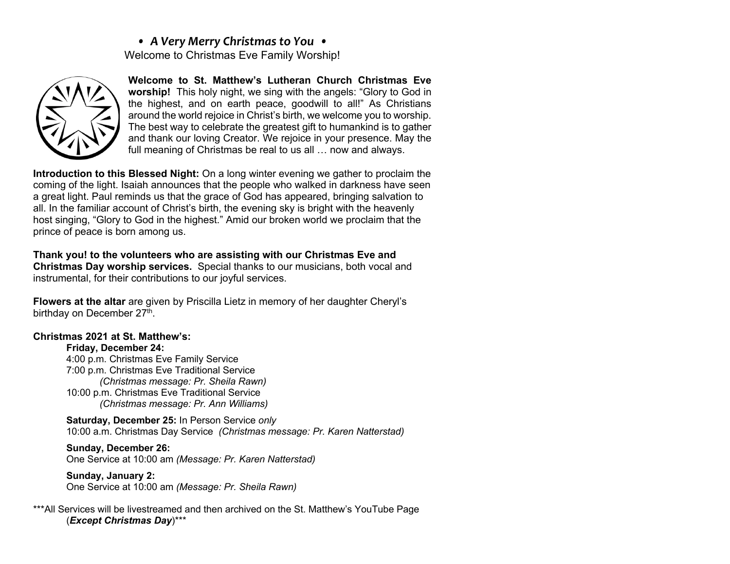***• A Very Merry Christmas to You •***

Welcome to Christmas Eve Family Worship!

**Welcome to St. Matthew's Lutheran Church Christmas Eve worship!** This holy night, we sing with the angels: "Glory to God in the highest, and on earth peace, goodwill to all!" As Christians around the world rejoice in Christ's birth, we welcome you to worship. The best way to celebrate the greatest gift to humankind is to gather and thank our loving Creator. We rejoice in your presence. May the full meaning of Christmas be real to us all … now and always.

**Introduction to this Blessed Night:** On a long winter evening we gather to proclaim the coming of the light. Isaiah announces that the people who walked in darkness have seen a great light. Paul reminds us that the grace of God has appeared, bringing salvation to all. In the familiar account of Christ's birth, the evening sky is bright with the heavenly host singing, "Glory to God in the highest." Amid our broken world we proclaim that the prince of peace is born among us.

**Thank you! to the volunteers who are assisting with our Christmas Eve and Christmas Day worship services.** Special thanks to our musicians, both vocal and instrumental, for their contributions to our joyful services.

**Flowers at the altar** are given by Priscilla Lietz in memory of her daughter Cheryl's birthday on December 27th.

**Christmas 2021 at St. Matthew's:**

**Friday, December 24:**
4:00 p.m. Christmas Eve Family Service
7:00 p.m. Christmas Eve Traditional Service
*(Christmas message: Pr. Sheila Rawn)*
10:00 p.m. Christmas Eve Traditional Service
*(Christmas message: Pr. Ann Williams)*

**Saturday, December 25:** In Person Service *only*
10:00 a.m. Christmas Day Service *(Christmas message: Pr. Karen Natterstad)*

**Sunday, December 26:**
One Service at 10:00 am *(Message: Pr. Karen Natterstad)*

**Sunday, January 2:**
One Service at 10:00 am *(Message: Pr. Sheila Rawn)*

***All Services will be livestreamed and then archived on the St. Matthew's YouTube Page (***Except Christmas Day***)***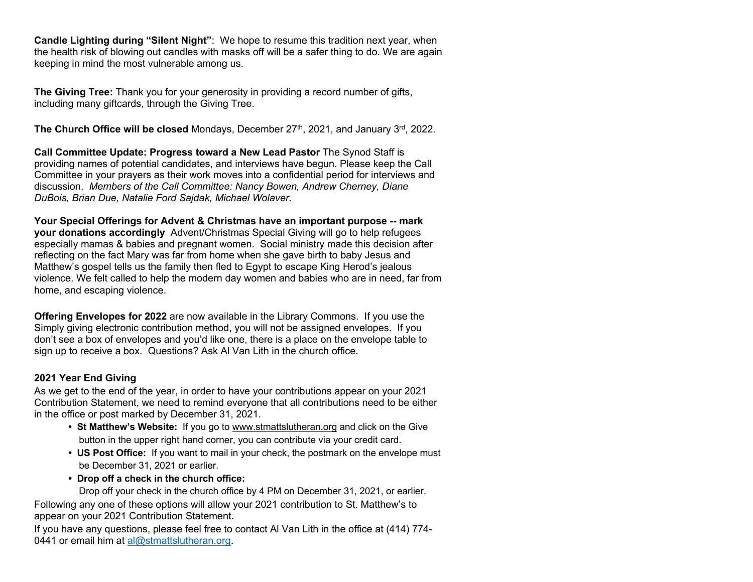**Candle Lighting during "Silent Night"**: We hope to resume this tradition next year, when the health risk of blowing out candles with masks off will be a safer thing to do. We are again keeping in mind the most vulnerable among us.

**The Giving Tree:** Thank you for your generosity in providing a record number of gifts, including many giftcards, through the Giving Tree.

**The Church Office will be closed** Mondays, December 27th, 2021, and January 3rd, 2022.

**Call Committee Update: Progress toward a New Lead Pastor** The Synod Staff is providing names of potential candidates, and interviews have begun. Please keep the Call Committee in your prayers as their work moves into a confidential period for interviews and discussion. *Members of the Call Committee: Nancy Bowen, Andrew Cherney, Diane DuBois, Brian Due, Natalie Ford Sajdak, Michael Wolaver.*

**Your Special Offerings for Advent & Christmas have an important purpose -- mark your donations accordingly** Advent/Christmas Special Giving will go to help refugees especially mamas & babies and pregnant women. Social ministry made this decision after reflecting on the fact Mary was far from home when she gave birth to baby Jesus and Matthew's gospel tells us the family then fled to Egypt to escape King Herod's jealous violence. We felt called to help the modern day women and babies who are in need, far from home, and escaping violence.

**Offering Envelopes for 2022** are now available in the Library Commons. If you use the Simply giving electronic contribution method, you will not be assigned envelopes. If you don't see a box of envelopes and you'd like one, there is a place on the envelope table to sign up to receive a box. Questions? Ask Al Van Lith in the church office.

**2021 Year End Giving**

As we get to the end of the year, in order to have your contributions appear on your 2021 Contribution Statement, we need to remind everyone that all contributions need to be either in the office or post marked by December 31, 2021.

- **St Matthew's Website:** If you go to www.stmattslutheran.org and click on the Give button in the upper right hand corner, you can contribute via your credit card.
- **US Post Office:** If you want to mail in your check, the postmark on the envelope must be December 31, 2021 or earlier.
- **Drop off a check in the church office:**
  Drop off your check in the church office by 4 PM on December 31, 2021, or earlier.

Following any one of these options will allow your 2021 contribution to St. Matthew's to appear on your 2021 Contribution Statement.

If you have any questions, please feel free to contact Al Van Lith in the office at (414) 774-0441 or email him at al@stmattslutheran.org.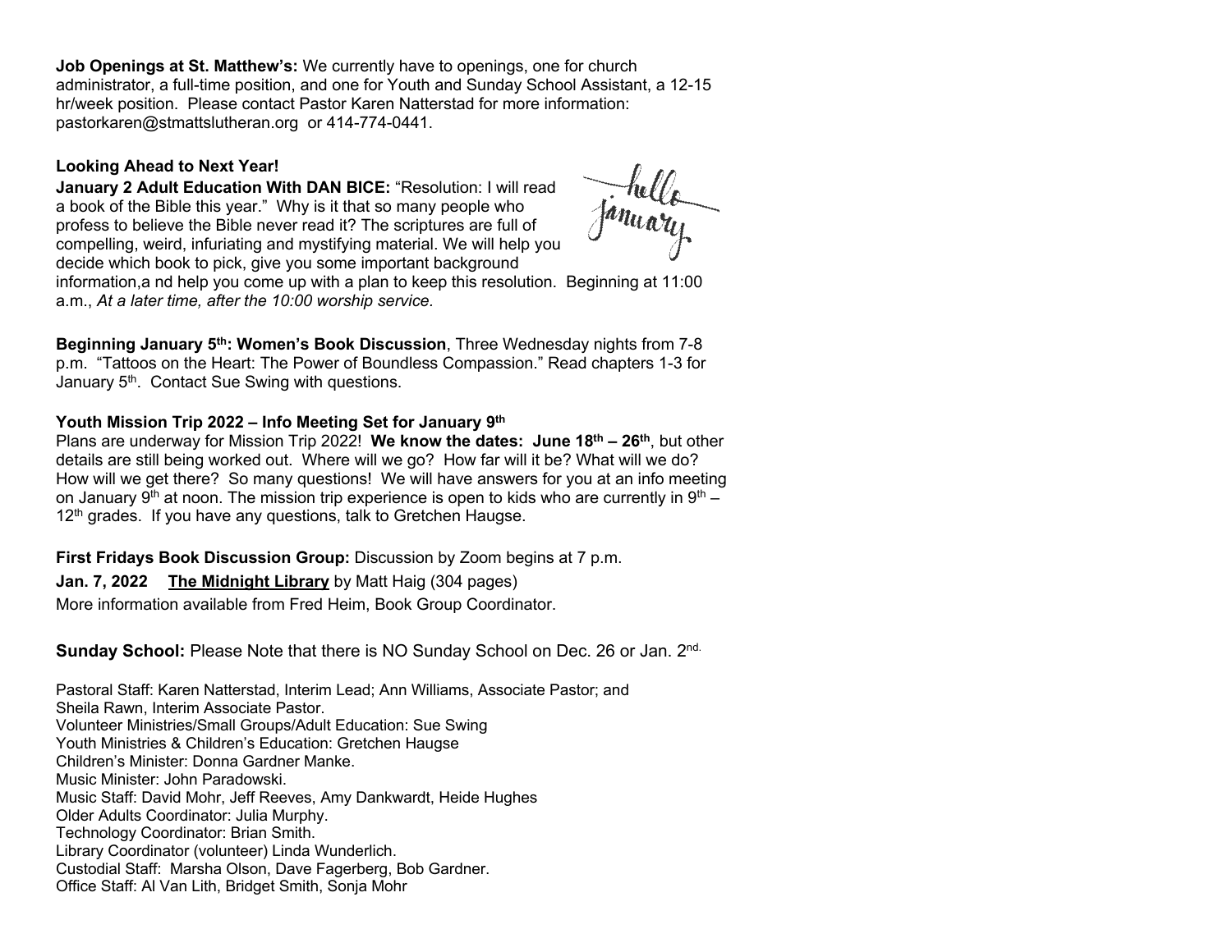**Job Openings at St. Matthew's:** We currently have to openings, one for church administrator, a full-time position, and one for Youth and Sunday School Assistant, a 12-15 hr/week position. Please contact Pastor Karen Natterstad for more information: pastorkaren@stmattslutheran.org or 414-774-0441.

**Looking Ahead to Next Year!**

**January 2 Adult Education With DAN BICE:** "Resolution: I will read a book of the Bible this year." Why is it that so many people who profess to believe the Bible never read it? The scriptures are full of compelling, weird, infuriating and mystifying material. We will help you decide which book to pick, give you some important background information,a nd help you come up with a plan to keep this resolution. Beginning at 11:00 a.m., *At a later time, after the 10:00 worship service.*

**Beginning January 5th: Women's Book Discussion**, Three Wednesday nights from 7-8 p.m. "Tattoos on the Heart: The Power of Boundless Compassion." Read chapters 1-3 for January 5th. Contact Sue Swing with questions.

**Youth Mission Trip 2022 – Info Meeting Set for January 9th**

Plans are underway for Mission Trip 2022! **We know the dates: June 18th – 26th**, but other details are still being worked out. Where will we go? How far will it be? What will we do? How will we get there? So many questions! We will have answers for you at an info meeting on January 9th at noon. The mission trip experience is open to kids who are currently in 9th – 12th grades. If you have any questions, talk to Gretchen Haugse.

**First Fridays Book Discussion Group:** Discussion by Zoom begins at 7 p.m.

**Jan. 7, 2022** **The Midnight Library** by Matt Haig (304 pages)

More information available from Fred Heim, Book Group Coordinator.

**Sunday School:** Please Note that there is NO Sunday School on Dec. 26 or Jan. 2nd.

Pastoral Staff: Karen Natterstad, Interim Lead; Ann Williams, Associate Pastor; and Sheila Rawn, Interim Associate Pastor.
Volunteer Ministries/Small Groups/Adult Education: Sue Swing
Youth Ministries & Children's Education: Gretchen Haugse
Children's Minister: Donna Gardner Manke.
Music Minister: John Paradowski.
Music Staff: David Mohr, Jeff Reeves, Amy Dankwardt, Heide Hughes
Older Adults Coordinator: Julia Murphy.
Technology Coordinator: Brian Smith.
Library Coordinator (volunteer) Linda Wunderlich.
Custodial Staff: Marsha Olson, Dave Fagerberg, Bob Gardner.
Office Staff: Al Van Lith, Bridget Smith, Sonja Mohr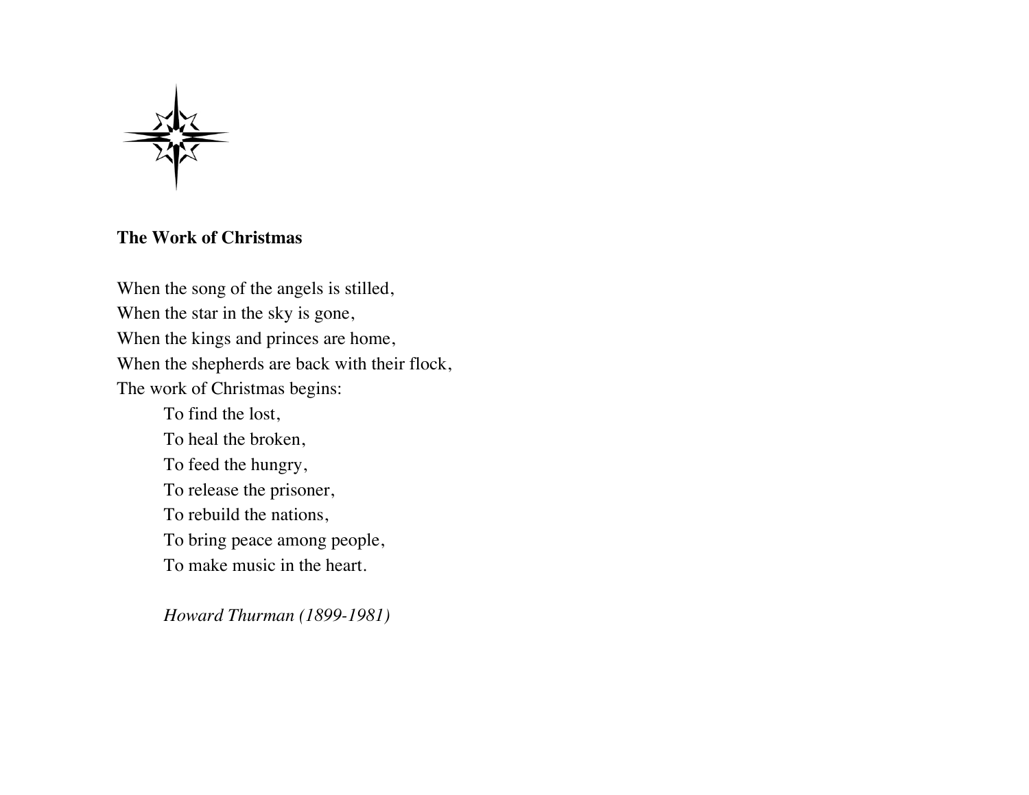**The Work of Christmas**

When the song of the angels is stilled,
When the star in the sky is gone,
When the kings and princes are home,
When the shepherds are back with their flock,
The work of Christmas begins:

> To find the lost,
> To heal the broken,
> To feed the hungry,
> To release the prisoner,
> To rebuild the nations,
> To bring peace among people,
> To make music in the heart.

*Howard Thurman (1899-1981)*